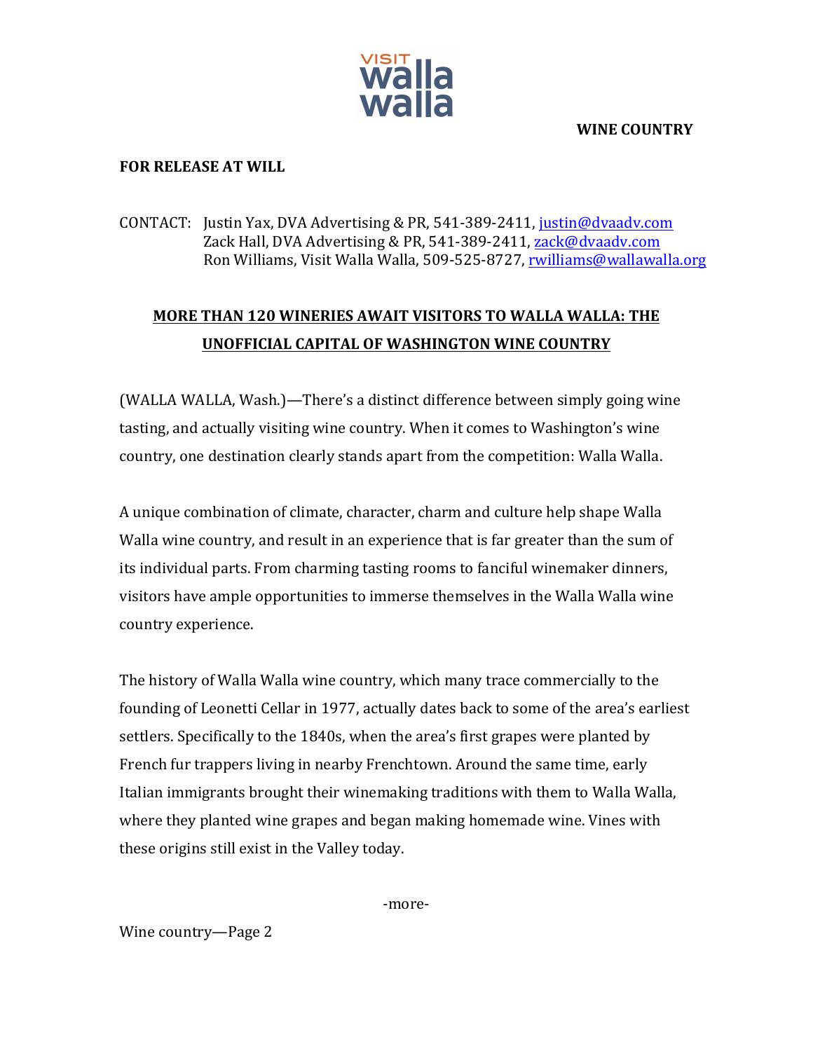**WINE COUNTRY**

**FOR RELEASE AT WILL**

CONTACT: Justin Yax, DVA Advertising & PR, 541-389-2411, justin@dvaadv.com
Zack Hall, DVA Advertising & PR, 541-389-2411, zack@dvaadv.com
Ron Williams, Visit Walla Walla, 509-525-8727, rwilliams@wallawalla.org

## MORE THAN 120 WINERIES AWAIT VISITORS TO WALLA WALLA: THE UNOFFICIAL CAPITAL OF WASHINGTON WINE COUNTRY

(WALLA WALLA, Wash.)—There's a distinct difference between simply going wine tasting, and actually visiting wine country. When it comes to Washington's wine country, one destination clearly stands apart from the competition: Walla Walla.

A unique combination of climate, character, charm and culture help shape Walla Walla wine country, and result in an experience that is far greater than the sum of its individual parts. From charming tasting rooms to fanciful winemaker dinners, visitors have ample opportunities to immerse themselves in the Walla Walla wine country experience.

The history of Walla Walla wine country, which many trace commercially to the founding of Leonetti Cellar in 1977, actually dates back to some of the area's earliest settlers. Specifically to the 1840s, when the area's first grapes were planted by French fur trappers living in nearby Frenchtown. Around the same time, early Italian immigrants brought their winemaking traditions with them to Walla Walla, where they planted wine grapes and began making homemade wine. Vines with these origins still exist in the Valley today.

-more-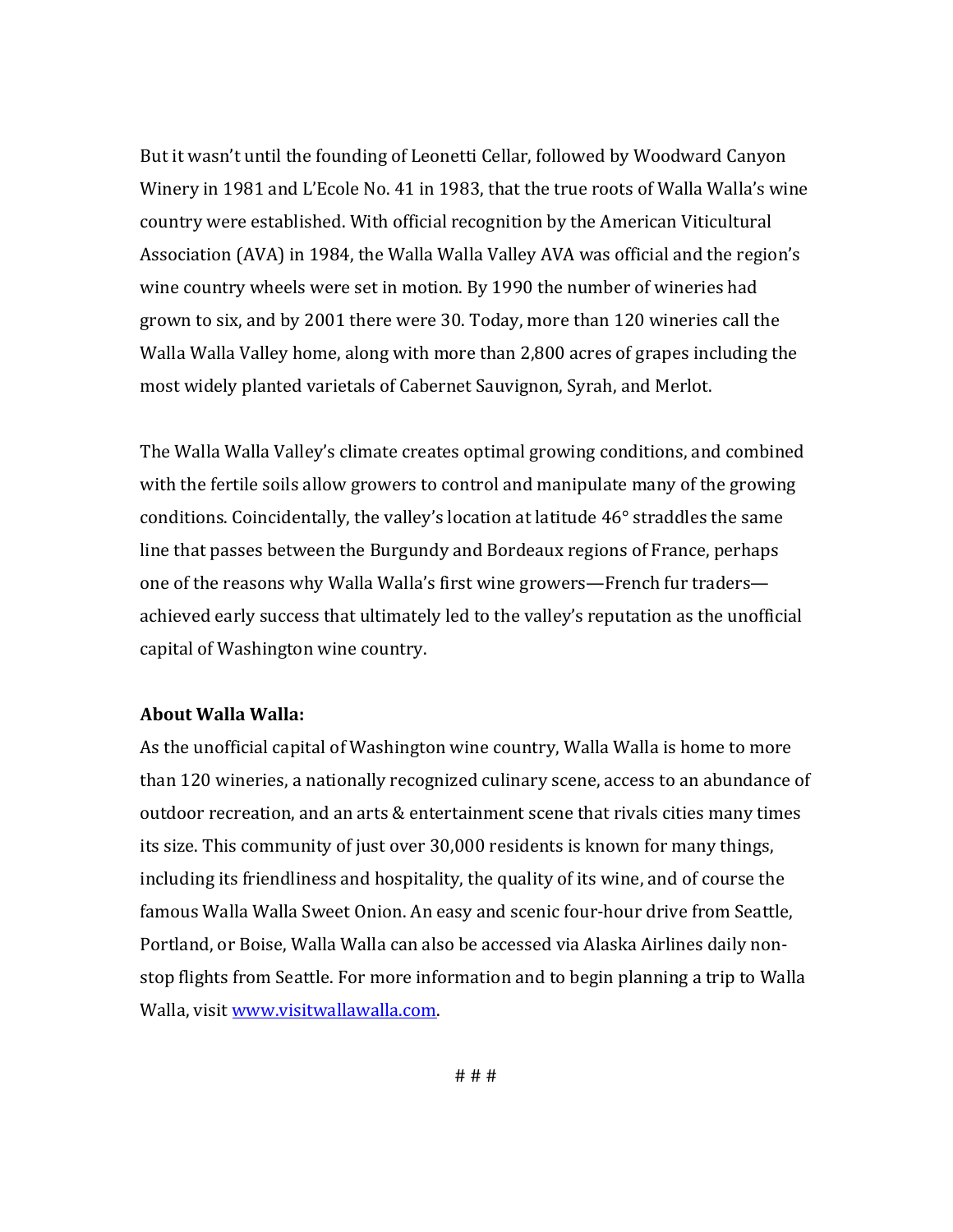But it wasn't until the founding of Leonetti Cellar, followed by Woodward Canyon Winery in 1981 and L'Ecole No. 41 in 1983, that the true roots of Walla Walla's wine country were established. With official recognition by the American Viticultural Association (AVA) in 1984, the Walla Walla Valley AVA was official and the region's wine country wheels were set in motion. By 1990 the number of wineries had grown to six, and by 2001 there were 30. Today, more than 120 wineries call the Walla Walla Valley home, along with more than 2,800 acres of grapes including the most widely planted varietals of Cabernet Sauvignon, Syrah, and Merlot.

The Walla Walla Valley's climate creates optimal growing conditions, and combined with the fertile soils allow growers to control and manipulate many of the growing conditions. Coincidentally, the valley's location at latitude 46° straddles the same line that passes between the Burgundy and Bordeaux regions of France, perhaps one of the reasons why Walla Walla's first wine growers—French fur traders—achieved early success that ultimately led to the valley's reputation as the unofficial capital of Washington wine country.

**About Walla Walla:**

As the unofficial capital of Washington wine country, Walla Walla is home to more than 120 wineries, a nationally recognized culinary scene, access to an abundance of outdoor recreation, and an arts & entertainment scene that rivals cities many times its size. This community of just over 30,000 residents is known for many things, including its friendliness and hospitality, the quality of its wine, and of course the famous Walla Walla Sweet Onion. An easy and scenic four-hour drive from Seattle, Portland, or Boise, Walla Walla can also be accessed via Alaska Airlines daily non-stop flights from Seattle. For more information and to begin planning a trip to Walla Walla, visit [www.visitwallawalla.com](http://www.visitwallawalla.com).

# # #